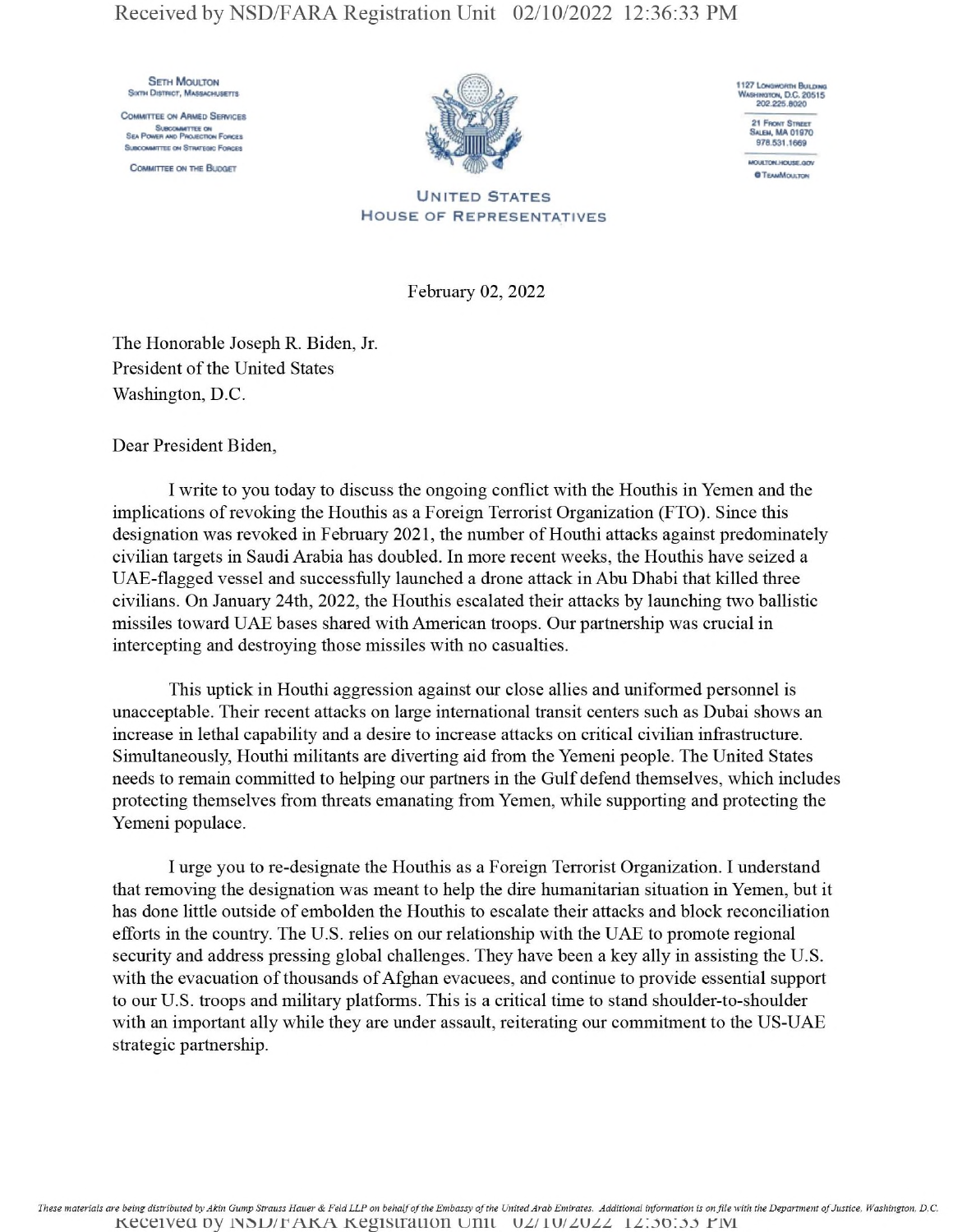Seth Moulton
Sixth District, Massachusetts

Committee on Armed Services
Subcommittee on Sea Power and Projection Forces
Subcommittee on Strategic Forces

Committee on the Budget

1127 Longworth Building
Washington, D.C. 20515
202.225.8020

21 Front Street
Salem, MA 01970
978.531.1669

moulton.house.gov
@TeamMoulton

United States
House of Representatives

February 02, 2022

The Honorable Joseph R. Biden, Jr.
President of the United States
Washington, D.C.

Dear President Biden,

I write to you today to discuss the ongoing conflict with the Houthis in Yemen and the implications of revoking the Houthis as a Foreign Terrorist Organization (FTO). Since this designation was revoked in February 2021, the number of Houthi attacks against predominately civilian targets in Saudi Arabia has doubled. In more recent weeks, the Houthis have seized a UAE-flagged vessel and successfully launched a drone attack in Abu Dhabi that killed three civilians. On January 24th, 2022, the Houthis escalated their attacks by launching two ballistic missiles toward UAE bases shared with American troops. Our partnership was crucial in intercepting and destroying those missiles with no casualties.

This uptick in Houthi aggression against our close allies and uniformed personnel is unacceptable. Their recent attacks on large international transit centers such as Dubai shows an increase in lethal capability and a desire to increase attacks on critical civilian infrastructure. Simultaneously, Houthi militants are diverting aid from the Yemeni people. The United States needs to remain committed to helping our partners in the Gulf defend themselves, which includes protecting themselves from threats emanating from Yemen, while supporting and protecting the Yemeni populace.

I urge you to re-designate the Houthis as a Foreign Terrorist Organization. I understand that removing the designation was meant to help the dire humanitarian situation in Yemen, but it has done little outside of embolden the Houthis to escalate their attacks and block reconciliation efforts in the country. The U.S. relies on our relationship with the UAE to promote regional security and address pressing global challenges. They have been a key ally in assisting the U.S. with the evacuation of thousands of Afghan evacuees, and continue to provide essential support to our U.S. troops and military platforms. This is a critical time to stand shoulder-to-shoulder with an important ally while they are under assault, reiterating our commitment to the US-UAE strategic partnership.

*These materials are being distributed by Akin Gump Strauss Hauer & Feld LLP on behalf of the Embassy of the United Arab Emirates. Additional information is on file with the Department of Justice, Washington, D.C.*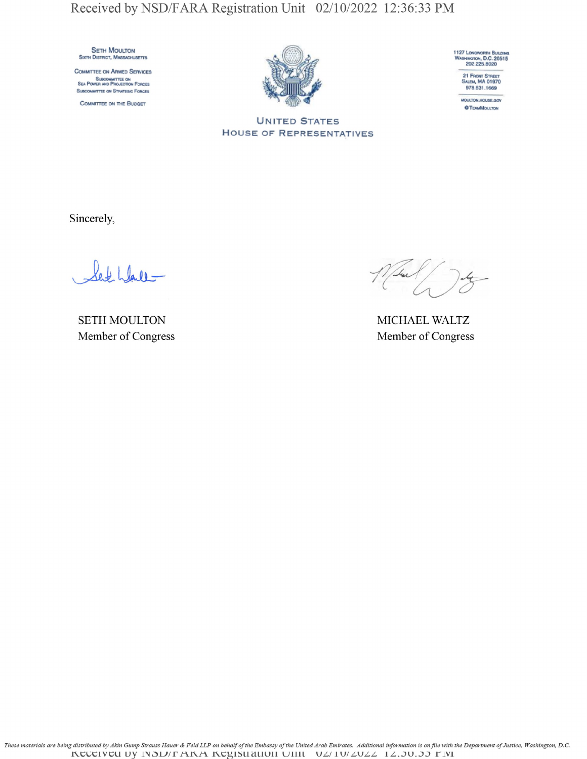SETH MOULTON
SIXTH DISTRICT, MASSACHUSETTS

COMMITTEE ON ARMED SERVICES
SUBCOMMITTEE ON SEA POWER AND PROJECTION FORCES
SUBCOMMITTEE ON STRATEGIC FORCES

COMMITTEE ON THE BUDGET

UNITED STATES
HOUSE OF REPRESENTATIVES

1127 LONGWORTH BUILDING
WASHINGTON, D.C. 20515
202.225.8020

21 FRONT STREET
SALEM, MA 01970
978.531.1669

MOULTON.HOUSE.GOV
@TEAMMOULTON

Sincerely,

SETH MOULTON
Member of Congress

MICHAEL WALTZ
Member of Congress

*These materials are being distributed by Akin Gump Strauss Hauer & Feld LLP on behalf of the Embassy of the United Arab Emirates. Additional information is on file with the Department of Justice, Washington, D.C.*